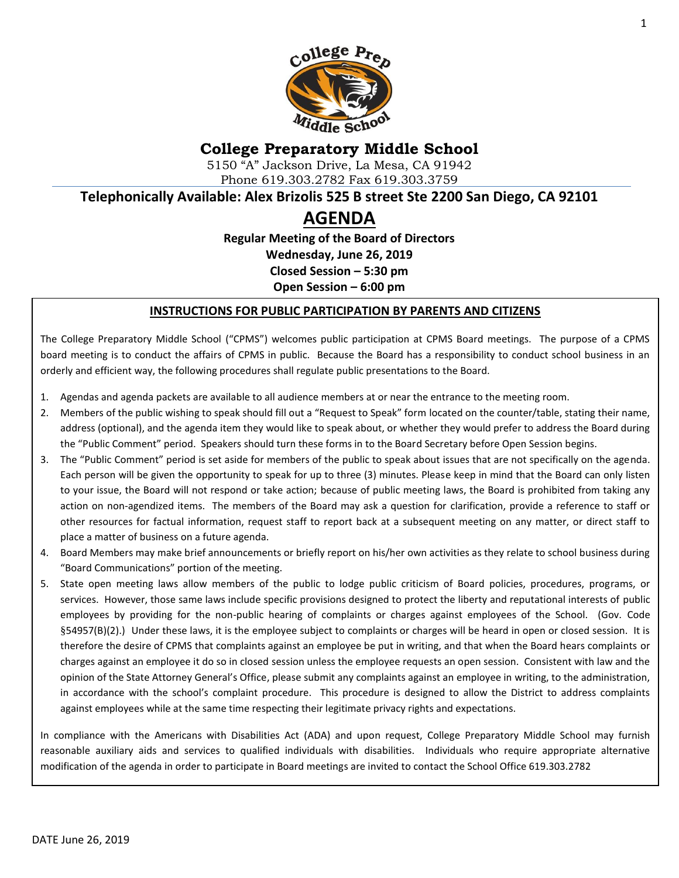# College Preparatory Middle School

5150 "A" Jackson Drive, La Mesa, CA 91942
Phone 619.303.2782 Fax 619.303.3759

**Telephonically Available: Alex Brizolis 525 B street Ste 2200 San Diego, CA 92101**

# AGENDA

**Regular Meeting of the Board of Directors**
**Wednesday, June 26, 2019**
**Closed Session – 5:30 pm**
**Open Session – 6:00 pm**

## INSTRUCTIONS FOR PUBLIC PARTICIPATION BY PARENTS AND CITIZENS

The College Preparatory Middle School ("CPMS") welcomes public participation at CPMS Board meetings. The purpose of a CPMS board meeting is to conduct the affairs of CPMS in public. Because the Board has a responsibility to conduct school business in an orderly and efficient way, the following procedures shall regulate public presentations to the Board.

1. Agendas and agenda packets are available to all audience members at or near the entrance to the meeting room.
2. Members of the public wishing to speak should fill out a "Request to Speak" form located on the counter/table, stating their name, address (optional), and the agenda item they would like to speak about, or whether they would prefer to address the Board during the "Public Comment" period. Speakers should turn these forms in to the Board Secretary before Open Session begins.
3. The "Public Comment" period is set aside for members of the public to speak about issues that are not specifically on the agenda. Each person will be given the opportunity to speak for up to three (3) minutes. Please keep in mind that the Board can only listen to your issue, the Board will not respond or take action; because of public meeting laws, the Board is prohibited from taking any action on non-agendized items. The members of the Board may ask a question for clarification, provide a reference to staff or other resources for factual information, request staff to report back at a subsequent meeting on any matter, or direct staff to place a matter of business on a future agenda.
4. Board Members may make brief announcements or briefly report on his/her own activities as they relate to school business during "Board Communications" portion of the meeting.
5. State open meeting laws allow members of the public to lodge public criticism of Board policies, procedures, programs, or services. However, those same laws include specific provisions designed to protect the liberty and reputational interests of public employees by providing for the non-public hearing of complaints or charges against employees of the School. (Gov. Code §54957(B)(2).) Under these laws, it is the employee subject to complaints or charges will be heard in open or closed session. It is therefore the desire of CPMS that complaints against an employee be put in writing, and that when the Board hears complaints or charges against an employee it do so in closed session unless the employee requests an open session. Consistent with law and the opinion of the State Attorney General's Office, please submit any complaints against an employee in writing, to the administration, in accordance with the school's complaint procedure. This procedure is designed to allow the District to address complaints against employees while at the same time respecting their legitimate privacy rights and expectations.

In compliance with the Americans with Disabilities Act (ADA) and upon request, College Preparatory Middle School may furnish reasonable auxiliary aids and services to qualified individuals with disabilities. Individuals who require appropriate alternative modification of the agenda in order to participate in Board meetings are invited to contact the School Office 619.303.2782

DATE June 26, 2019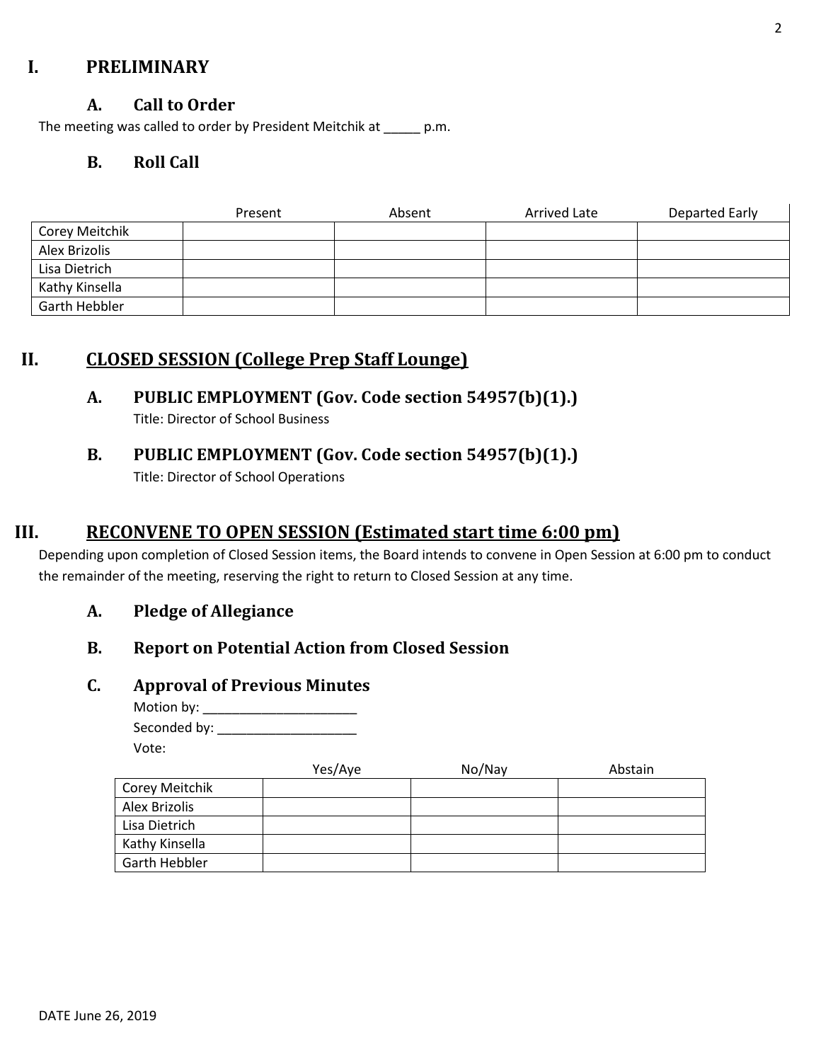# I. PRELIMINARY

## A. Call to Order

The meeting was called to order by President Meitchik at _____ p.m.

## B. Roll Call

| | Present | Absent | Arrived Late | Departed Early |
|---|---|---|---|---|
| Corey Meitchik | | | | |
| Alex Brizolis | | | | |
| Lisa Dietrich | | | | |
| Kathy Kinsella | | | | |
| Garth Hebbler | | | | |

# II. CLOSED SESSION (College Prep Staff Lounge)

## A. PUBLIC EMPLOYMENT (Gov. Code section 54957(b)(1).)

Title: Director of School Business

## B. PUBLIC EMPLOYMENT (Gov. Code section 54957(b)(1).)

Title: Director of School Operations

# III. RECONVENE TO OPEN SESSION (Estimated start time 6:00 pm)

Depending upon completion of Closed Session items, the Board intends to convene in Open Session at 6:00 pm to conduct the remainder of the meeting, reserving the right to return to Closed Session at any time.

## A. Pledge of Allegiance

## B. Report on Potential Action from Closed Session

## C. Approval of Previous Minutes

Motion by: ______________________

Seconded by: ____________________

Vote:

| | Yes/Aye | No/Nay | Abstain |
|---|---|---|---|
| Corey Meitchik | | | |
| Alex Brizolis | | | |
| Lisa Dietrich | | | |
| Kathy Kinsella | | | |
| Garth Hebbler | | | |

DATE June 26, 2019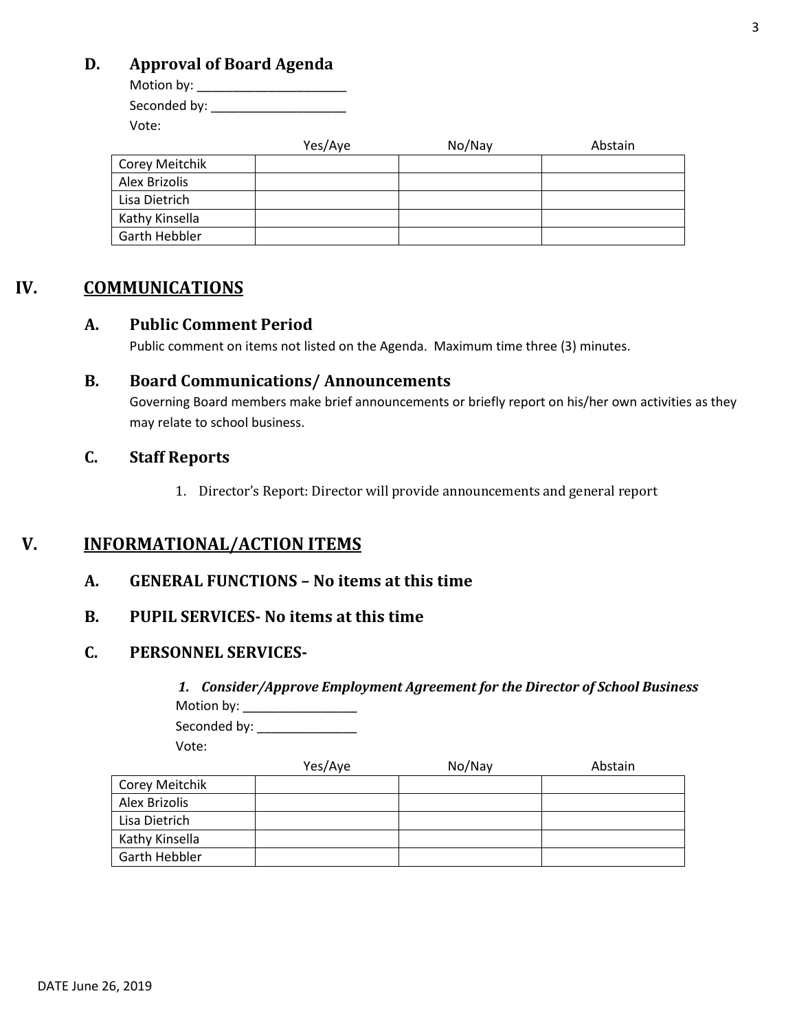### D. Approval of Board Agenda

Motion by: ______________________

Seconded by: ____________________

Vote:

| | Yes/Aye | No/Nay | Abstain |
|---|---|---|---|
| Corey Meitchik | | | |
| Alex Brizolis | | | |
| Lisa Dietrich | | | |
| Kathy Kinsella | | | |
| Garth Hebbler | | | |

## IV. COMMUNICATIONS

### A. Public Comment Period

Public comment on items not listed on the Agenda. Maximum time three (3) minutes.

### B. Board Communications/ Announcements

Governing Board members make brief announcements or briefly report on his/her own activities as they may relate to school business.

### C. Staff Reports

1. Director's Report: Director will provide announcements and general report

## V. INFORMATIONAL/ACTION ITEMS

### A. GENERAL FUNCTIONS – No items at this time

### B. PUPIL SERVICES- No items at this time

### C. PERSONNEL SERVICES-

***1. Consider/Approve Employment Agreement for the Director of School Business***

Motion by: _________________

Seconded by: _______________

Vote:

| | Yes/Aye | No/Nay | Abstain |
|---|---|---|---|
| Corey Meitchik | | | |
| Alex Brizolis | | | |
| Lisa Dietrich | | | |
| Kathy Kinsella | | | |
| Garth Hebbler | | | |

DATE June 26, 2019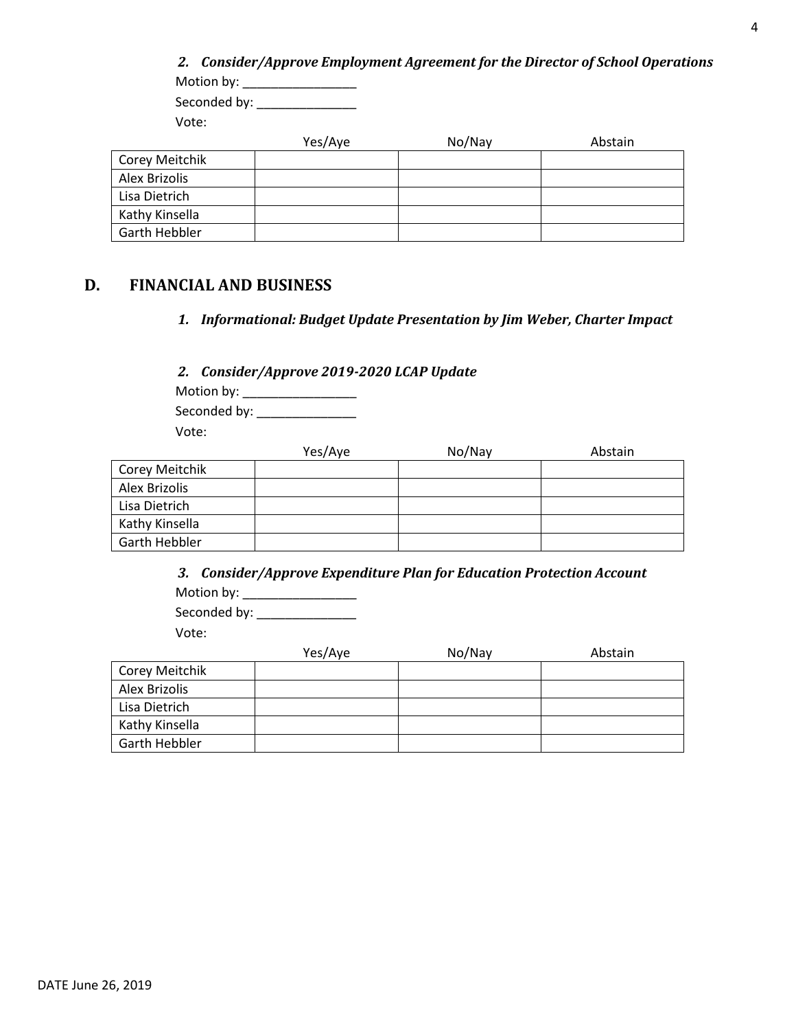***2. Consider/Approve Employment Agreement for the Director of School Operations***

Motion by: _________________

Seconded by: _______________

Vote:

| | Yes/Aye | No/Nay | Abstain |
|---|---|---|---|
| Corey Meitchik | | | |
| Alex Brizolis | | | |
| Lisa Dietrich | | | |
| Kathy Kinsella | | | |
| Garth Hebbler | | | |

## D. FINANCIAL AND BUSINESS

***1. Informational: Budget Update Presentation by Jim Weber, Charter Impact***

***2. Consider/Approve 2019-2020 LCAP Update***

Motion by: _________________

Seconded by: _______________

Vote:

| | Yes/Aye | No/Nay | Abstain |
|---|---|---|---|
| Corey Meitchik | | | |
| Alex Brizolis | | | |
| Lisa Dietrich | | | |
| Kathy Kinsella | | | |
| Garth Hebbler | | | |

***3. Consider/Approve Expenditure Plan for Education Protection Account***

Motion by: _________________

Seconded by: _______________

Vote:

| | Yes/Aye | No/Nay | Abstain |
|---|---|---|---|
| Corey Meitchik | | | |
| Alex Brizolis | | | |
| Lisa Dietrich | | | |
| Kathy Kinsella | | | |
| Garth Hebbler | | | |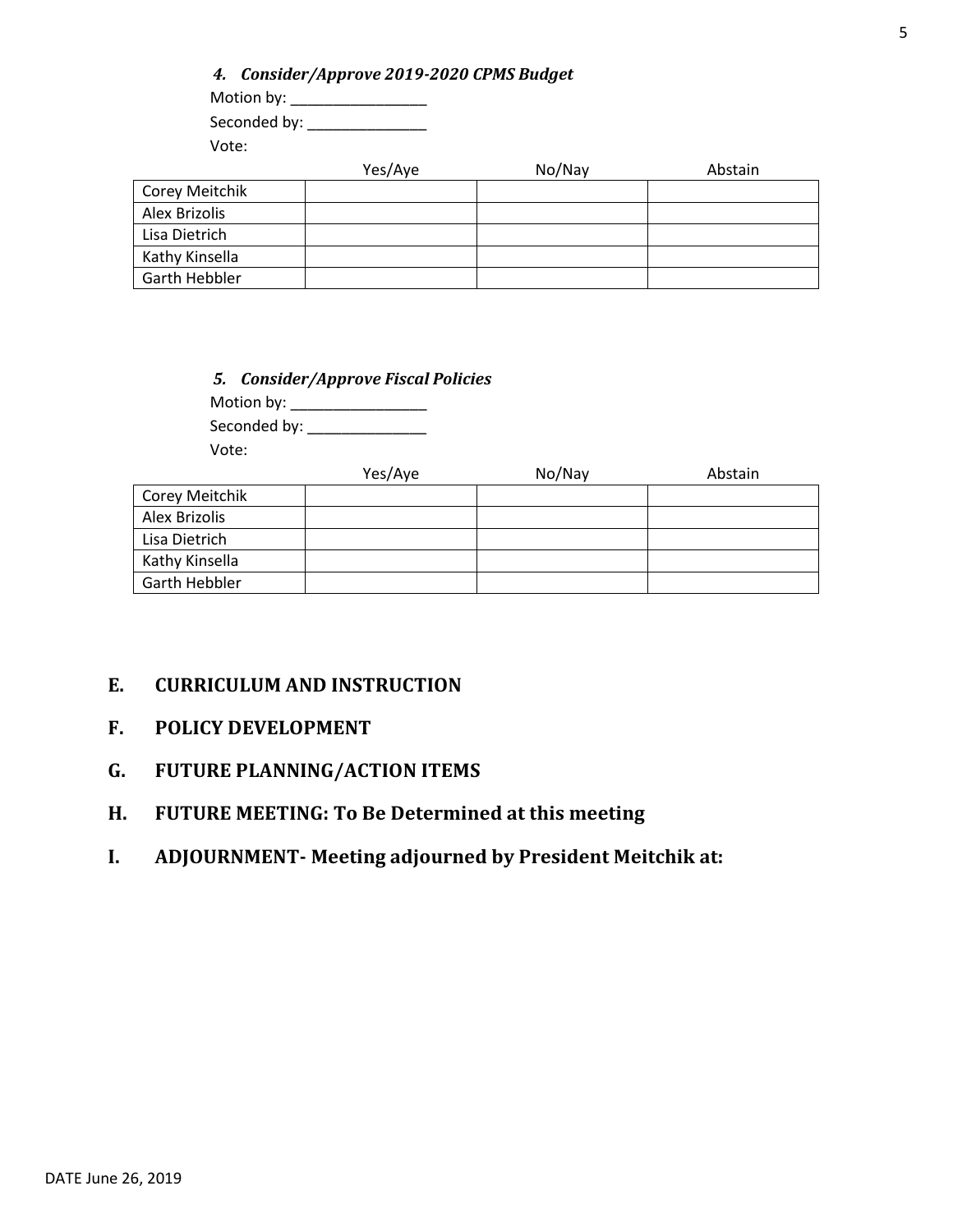*4. Consider/Approve 2019-2020 CPMS Budget*

Motion by: ________________

Seconded by: ______________

Vote:

| | Yes/Aye | No/Nay | Abstain |
|---|---|---|---|
| Corey Meitchik | | | |
| Alex Brizolis | | | |
| Lisa Dietrich | | | |
| Kathy Kinsella | | | |
| Garth Hebbler | | | |

*5. Consider/Approve Fiscal Policies*

Motion by: ________________

Seconded by: ______________

Vote:

| | Yes/Aye | No/Nay | Abstain |
|---|---|---|---|
| Corey Meitchik | | | |
| Alex Brizolis | | | |
| Lisa Dietrich | | | |
| Kathy Kinsella | | | |
| Garth Hebbler | | | |

## E. CURRICULUM AND INSTRUCTION

## F. POLICY DEVELOPMENT

## G. FUTURE PLANNING/ACTION ITEMS

## H. FUTURE MEETING: To Be Determined at this meeting

## I. ADJOURNMENT- Meeting adjourned by President Meitchik at:

DATE June 26, 2019